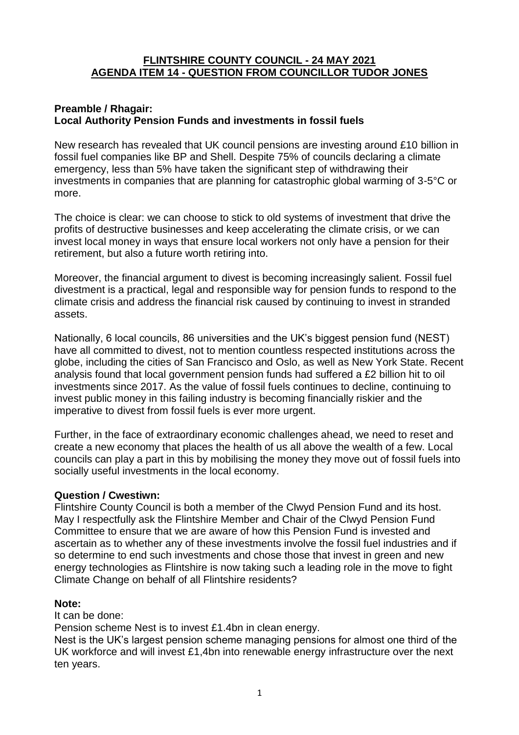# FLINTSHIRE COUNTY COUNCIL - 24 MAY 2021
# AGENDA ITEM 14 - QUESTION FROM COUNCILLOR TUDOR JONES

## Preamble / Rhagair:
## Local Authority Pension Funds and investments in fossil fuels

New research has revealed that UK council pensions are investing around £10 billion in fossil fuel companies like BP and Shell. Despite 75% of councils declaring a climate emergency, less than 5% have taken the significant step of withdrawing their investments in companies that are planning for catastrophic global warming of 3-5°C or more.

The choice is clear: we can choose to stick to old systems of investment that drive the profits of destructive businesses and keep accelerating the climate crisis, or we can invest local money in ways that ensure local workers not only have a pension for their retirement, but also a future worth retiring into.

Moreover, the financial argument to divest is becoming increasingly salient. Fossil fuel divestment is a practical, legal and responsible way for pension funds to respond to the climate crisis and address the financial risk caused by continuing to invest in stranded assets.

Nationally, 6 local councils, 86 universities and the UK's biggest pension fund (NEST) have all committed to divest, not to mention countless respected institutions across the globe, including the cities of San Francisco and Oslo, as well as New York State. Recent analysis found that local government pension funds had suffered a £2 billion hit to oil investments since 2017. As the value of fossil fuels continues to decline, continuing to invest public money in this failing industry is becoming financially riskier and the imperative to divest from fossil fuels is ever more urgent.

Further, in the face of extraordinary economic challenges ahead, we need to reset and create a new economy that places the health of us all above the wealth of a few. Local councils can play a part in this by mobilising the money they move out of fossil fuels into socially useful investments in the local economy.

## Question / Cwestiwn:

Flintshire County Council is both a member of the Clwyd Pension Fund and its host. May I respectfully ask the Flintshire Member and Chair of the Clwyd Pension Fund Committee to ensure that we are aware of how this Pension Fund is invested and ascertain as to whether any of these investments involve the fossil fuel industries and if so determine to end such investments and chose those that invest in green and new energy technologies as Flintshire is now taking such a leading role in the move to fight Climate Change on behalf of all Flintshire residents?

## Note:

It can be done:

Pension scheme Nest is to invest £1.4bn in clean energy.

Nest is the UK's largest pension scheme managing pensions for almost one third of the UK workforce and will invest £1,4bn into renewable energy infrastructure over the next ten years.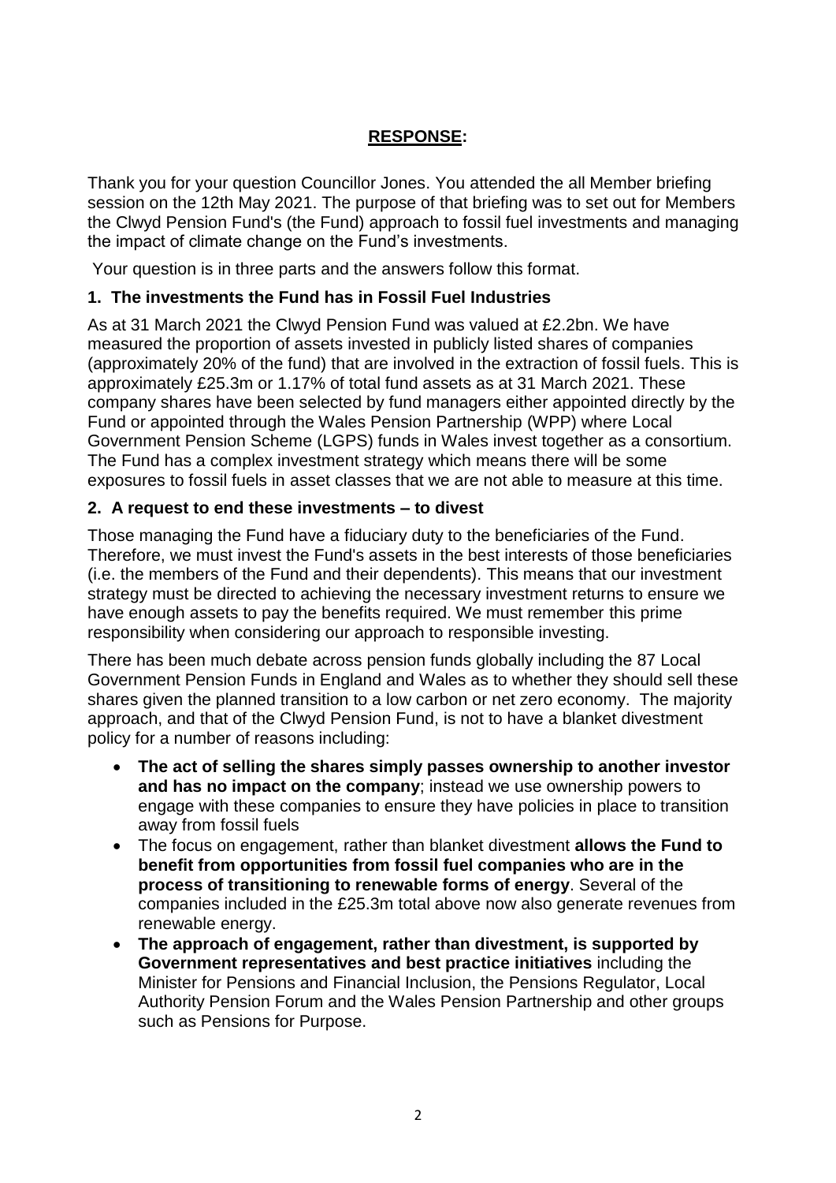**<u>RESPONSE</u>:**

Thank you for your question Councillor Jones. You attended the all Member briefing session on the 12th May 2021. The purpose of that briefing was to set out for Members the Clwyd Pension Fund's (the Fund) approach to fossil fuel investments and managing the impact of climate change on the Fund's investments.

Your question is in three parts and the answers follow this format.

### 1. The investments the Fund has in Fossil Fuel Industries

As at 31 March 2021 the Clwyd Pension Fund was valued at £2.2bn. We have measured the proportion of assets invested in publicly listed shares of companies (approximately 20% of the fund) that are involved in the extraction of fossil fuels. This is approximately £25.3m or 1.17% of total fund assets as at 31 March 2021. These company shares have been selected by fund managers either appointed directly by the Fund or appointed through the Wales Pension Partnership (WPP) where Local Government Pension Scheme (LGPS) funds in Wales invest together as a consortium. The Fund has a complex investment strategy which means there will be some exposures to fossil fuels in asset classes that we are not able to measure at this time.

### 2. A request to end these investments – to divest

Those managing the Fund have a fiduciary duty to the beneficiaries of the Fund. Therefore, we must invest the Fund's assets in the best interests of those beneficiaries (i.e. the members of the Fund and their dependents). This means that our investment strategy must be directed to achieving the necessary investment returns to ensure we have enough assets to pay the benefits required. We must remember this prime responsibility when considering our approach to responsible investing.

There has been much debate across pension funds globally including the 87 Local Government Pension Funds in England and Wales as to whether they should sell these shares given the planned transition to a low carbon or net zero economy. The majority approach, and that of the Clwyd Pension Fund, is not to have a blanket divestment policy for a number of reasons including:

- **The act of selling the shares simply passes ownership to another investor and has no impact on the company**; instead we use ownership powers to engage with these companies to ensure they have policies in place to transition away from fossil fuels
- The focus on engagement, rather than blanket divestment **allows the Fund to benefit from opportunities from fossil fuel companies who are in the process of transitioning to renewable forms of energy**. Several of the companies included in the £25.3m total above now also generate revenues from renewable energy.
- **The approach of engagement, rather than divestment, is supported by Government representatives and best practice initiatives** including the Minister for Pensions and Financial Inclusion, the Pensions Regulator, Local Authority Pension Forum and the Wales Pension Partnership and other groups such as Pensions for Purpose.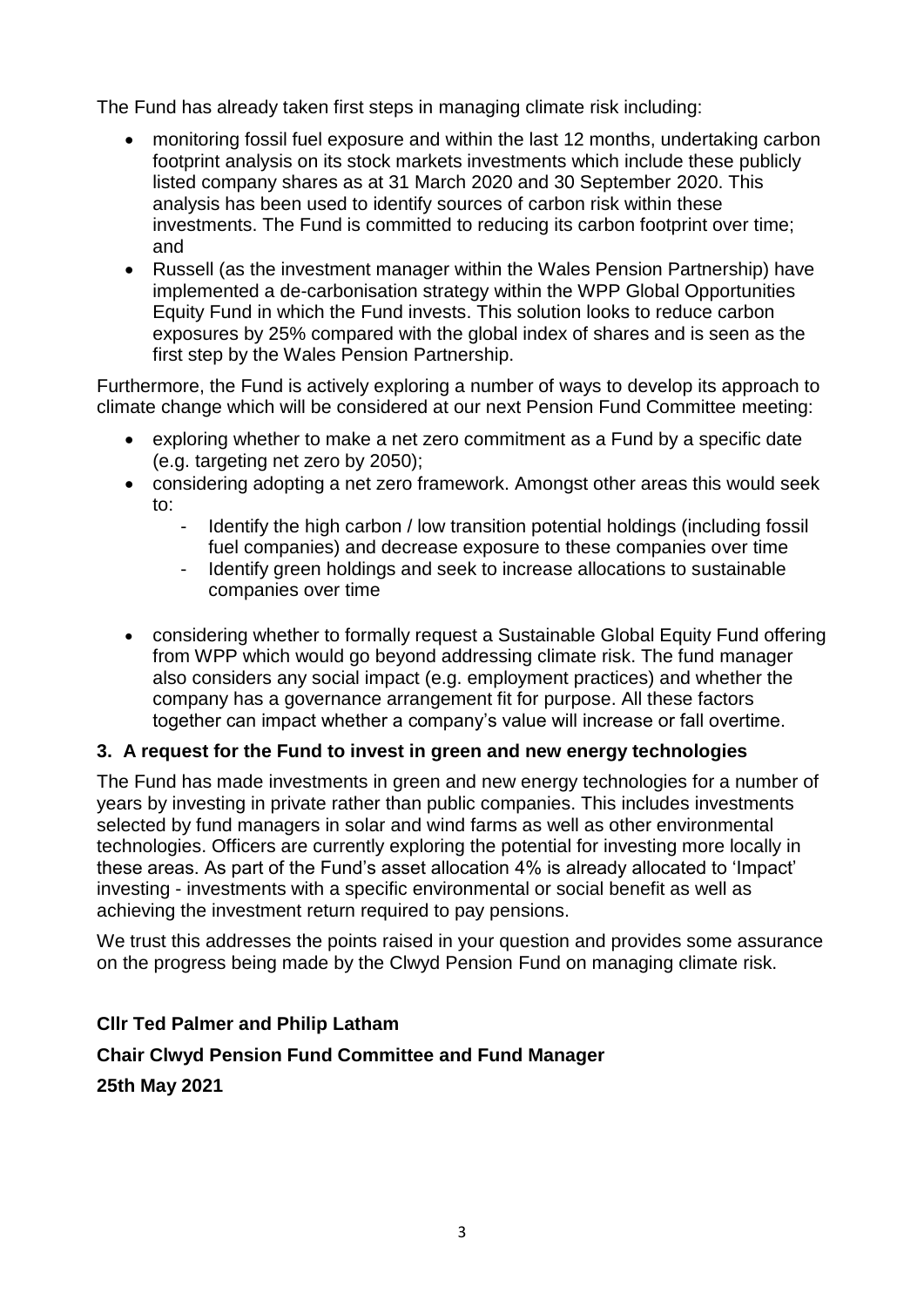The Fund has already taken first steps in managing climate risk including:

- monitoring fossil fuel exposure and within the last 12 months, undertaking carbon footprint analysis on its stock markets investments which include these publicly listed company shares as at 31 March 2020 and 30 September 2020. This analysis has been used to identify sources of carbon risk within these investments. The Fund is committed to reducing its carbon footprint over time; and
- Russell (as the investment manager within the Wales Pension Partnership) have implemented a de-carbonisation strategy within the WPP Global Opportunities Equity Fund in which the Fund invests. This solution looks to reduce carbon exposures by 25% compared with the global index of shares and is seen as the first step by the Wales Pension Partnership.

Furthermore, the Fund is actively exploring a number of ways to develop its approach to climate change which will be considered at our next Pension Fund Committee meeting:

- exploring whether to make a net zero commitment as a Fund by a specific date (e.g. targeting net zero by 2050);
- considering adopting a net zero framework. Amongst other areas this would seek to:
    - Identify the high carbon / low transition potential holdings (including fossil fuel companies) and decrease exposure to these companies over time
    - Identify green holdings and seek to increase allocations to sustainable companies over time
- considering whether to formally request a Sustainable Global Equity Fund offering from WPP which would go beyond addressing climate risk. The fund manager also considers any social impact (e.g. employment practices) and whether the company has a governance arrangement fit for purpose. All these factors together can impact whether a company's value will increase or fall overtime.

### 3. A request for the Fund to invest in green and new energy technologies

The Fund has made investments in green and new energy technologies for a number of years by investing in private rather than public companies. This includes investments selected by fund managers in solar and wind farms as well as other environmental technologies. Officers are currently exploring the potential for investing more locally in these areas. As part of the Fund's asset allocation 4% is already allocated to 'Impact' investing - investments with a specific environmental or social benefit as well as achieving the investment return required to pay pensions.

We trust this addresses the points raised in your question and provides some assurance on the progress being made by the Clwyd Pension Fund on managing climate risk.

**Cllr Ted Palmer and Philip Latham**

**Chair Clwyd Pension Fund Committee and Fund Manager**

**25th May 2021**